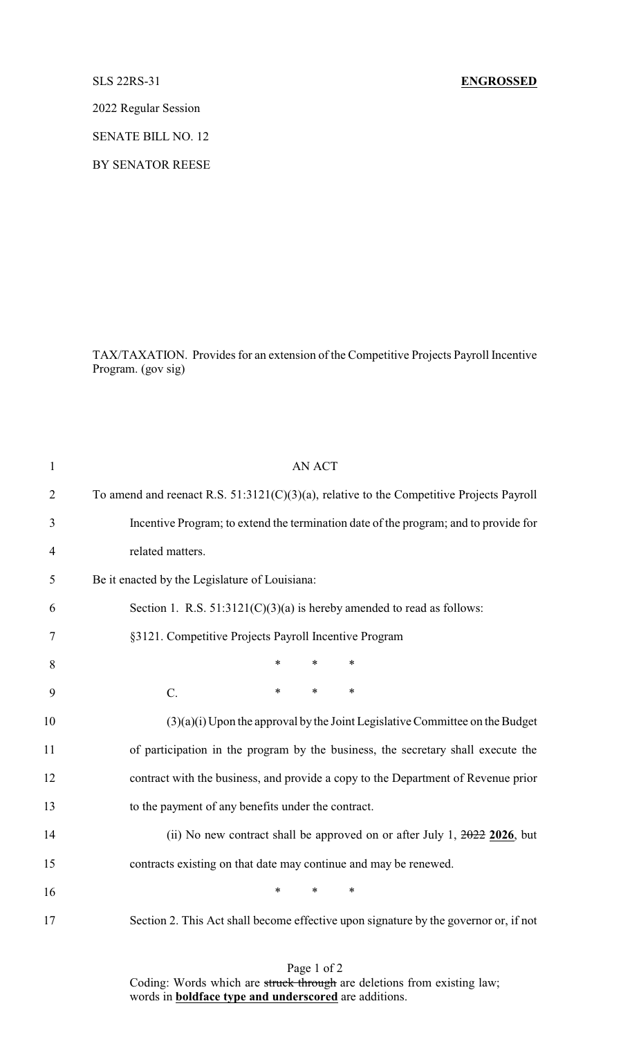SLS 22RS-31 **ENGROSSED**

2022 Regular Session

SENATE BILL NO. 12

BY SENATOR REESE

TAX/TAXATION. Provides for an extension of the Competitive Projects Payroll Incentive Program. (gov sig)

1 AN ACT

2 To amend and reenact R.S. 51:3121(C)(3)(a), relative to the Competitive Projects Payroll

3 Incentive Program; to extend the termination date of the program; and to provide for

4 related matters.

5 Be it enacted by the Legislature of Louisiana:

6 Section 1. R.S. 51:3121(C)(3)(a) is hereby amended to read as follows:

7 §3121. Competitive Projects Payroll Incentive Program

8 * * *

9 C. * * *

10 (3)(a)(i) Upon the approval by the Joint Legislative Committee on the Budget

11 of participation in the program by the business, the secretary shall execute the

12 contract with the business, and provide a copy to the Department of Revenue prior

13 to the payment of any benefits under the contract.

14 (ii) No new contract shall be approved on or after July 1, ~~2022~~ **2026**, but

15 contracts existing on that date may continue and may be renewed.

16 * * *

17 Section 2. This Act shall become effective upon signature by the governor or, if not

Coding: Words which are ~~struck through~~ are deletions from existing law; words in **boldface type and underscored** are additions.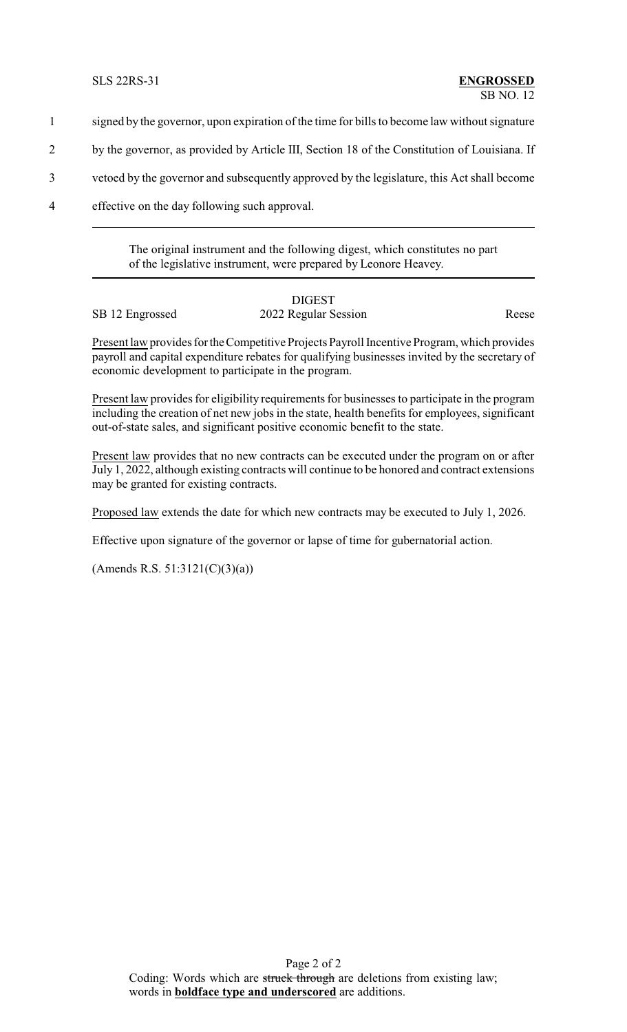signed by the governor, upon expiration of the time for bills to become law without signature by the governor, as provided by Article III, Section 18 of the Constitution of Louisiana. If vetoed by the governor and subsequently approved by the legislature, this Act shall become effective on the day following such approval.

---

The original instrument and the following digest, which constitutes no part of the legislative instrument, were prepared by Leonore Heavey.

---

DIGEST

SB 12 Engrossed — 2022 Regular Session — Reese

Present law provides for the Competitive Projects Payroll Incentive Program, which provides payroll and capital expenditure rebates for qualifying businesses invited by the secretary of economic development to participate in the program.

Present law provides for eligibility requirements for businesses to participate in the program including the creation of net new jobs in the state, health benefits for employees, significant out-of-state sales, and significant positive economic benefit to the state.

Present law provides that no new contracts can be executed under the program on or after July 1, 2022, although existing contracts will continue to be honored and contract extensions may be granted for existing contracts.

Proposed law extends the date for which new contracts may be executed to July 1, 2026.

Effective upon signature of the governor or lapse of time for gubernatorial action.

(Amends R.S. 51:3121(C)(3)(a))

Coding: Words which are ~~struck through~~ are deletions from existing law; words in **boldface type and underscored** are additions.